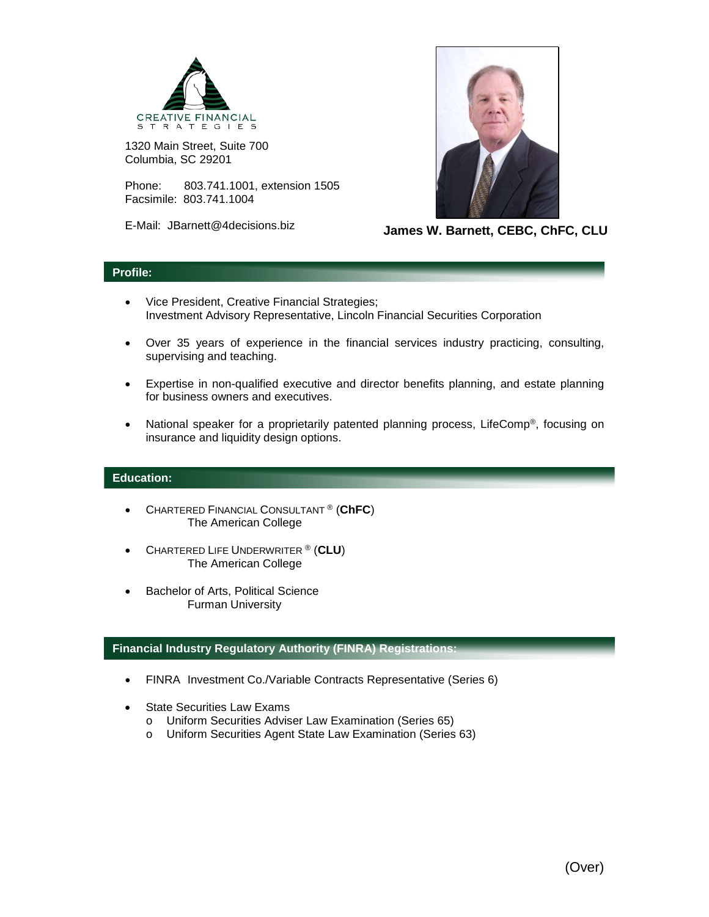CREATIVE FINANCIAL STRATEGIES

1320 Main Street, Suite 700
Columbia, SC 29201

Phone: 803.741.1001, extension 1505
Facsimile: 803.741.1004

E-Mail: JBarnett@4decisions.biz

**James W. Barnett, CEBC, ChFC, CLU**

## Profile:

- Vice President, Creative Financial Strategies;
  Investment Advisory Representative, Lincoln Financial Securities Corporation
- Over 35 years of experience in the financial services industry practicing, consulting, supervising and teaching.
- Expertise in non-qualified executive and director benefits planning, and estate planning for business owners and executives.
- National speaker for a proprietarily patented planning process, LifeComp®, focusing on insurance and liquidity design options.

## Education:

- CHARTERED FINANCIAL CONSULTANT ® (**ChFC**)
  The American College
- CHARTERED LIFE UNDERWRITER ® (**CLU**)
  The American College
- Bachelor of Arts, Political Science
  Furman University

## Financial Industry Regulatory Authority (FINRA) Registrations:

- FINRA Investment Co./Variable Contracts Representative (Series 6)
- State Securities Law Exams
  - Uniform Securities Adviser Law Examination (Series 65)
  - Uniform Securities Agent State Law Examination (Series 63)

(Over)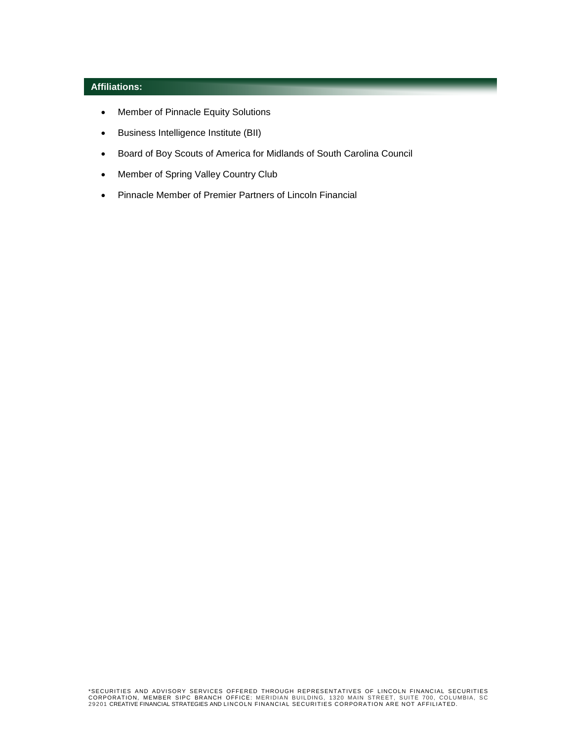## Affiliations:

- Member of Pinnacle Equity Solutions
- Business Intelligence Institute (BII)
- Board of Boy Scouts of America for Midlands of South Carolina Council
- Member of Spring Valley Country Club
- Pinnacle Member of Premier Partners of Lincoln Financial

*SECURITIES AND ADVISORY SERVICES OFFERED THROUGH REPRESENTATIVES OF LINCOLN FINANCIAL SECURITIES CORPORATION, MEMBER SIPC BRANCH OFFICE: MERIDIAN BUILDING, 1320 MAIN STREET, SUITE 700, COLUMBIA, SC 29201 CREATIVE FINANCIAL STRATEGIES AND LINCOLN FINANCIAL SECURITIES CORPORATION ARE NOT AFFILIATED.